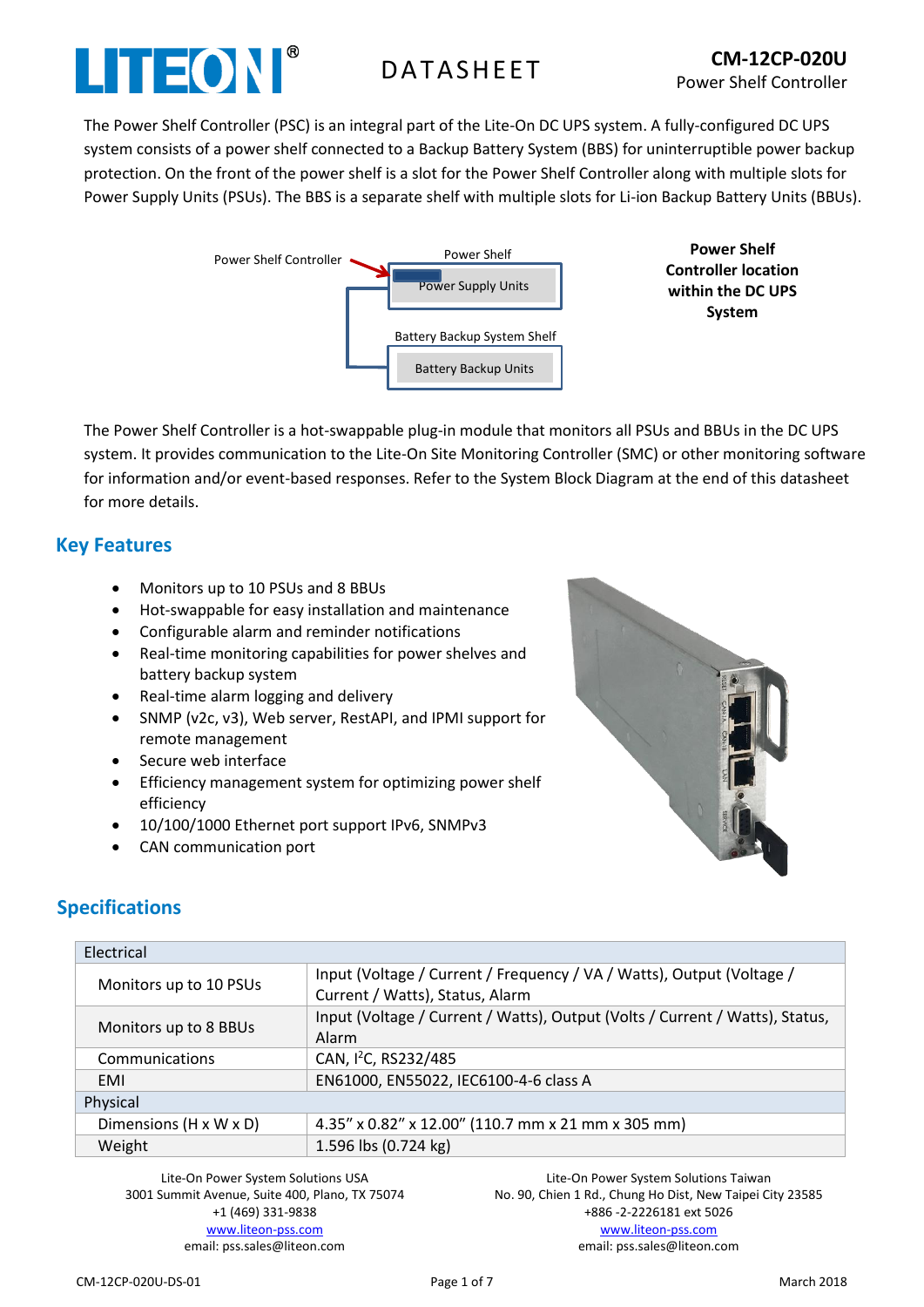# LITEON DATASHEET

**CM-12CP-020U**
Power Shelf Controller

The Power Shelf Controller (PSC) is an integral part of the Lite-On DC UPS system. A fully-configured DC UPS system consists of a power shelf connected to a Backup Battery System (BBS) for uninterruptible power backup protection. On the front of the power shelf is a slot for the Power Shelf Controller along with multiple slots for Power Supply Units (PSUs). The BBS is a separate shelf with multiple slots for Li-ion Backup Battery Units (BBUs).

Power Shelf Controller — Power Shelf — Power Supply Units — Battery Backup System Shelf — Battery Backup Units

**Power Shelf Controller location within the DC UPS System**

The Power Shelf Controller is a hot-swappable plug-in module that monitors all PSUs and BBUs in the DC UPS system. It provides communication to the Lite-On Site Monitoring Controller (SMC) or other monitoring software for information and/or event-based responses. Refer to the System Block Diagram at the end of this datasheet for more details.

## Key Features

- Monitors up to 10 PSUs and 8 BBUs
- Hot-swappable for easy installation and maintenance
- Configurable alarm and reminder notifications
- Real-time monitoring capabilities for power shelves and battery backup system
- Real-time alarm logging and delivery
- SNMP (v2c, v3), Web server, RestAPI, and IPMI support for remote management
- Secure web interface
- Efficiency management system for optimizing power shelf efficiency
- 10/100/1000 Ethernet port support IPv6, SNMPv3
- CAN communication port

## Specifications

| Electrical | |
|---|---|
| Monitors up to 10 PSUs | Input (Voltage / Current / Frequency / VA / Watts), Output (Voltage / Current / Watts), Status, Alarm |
| Monitors up to 8 BBUs | Input (Voltage / Current / Watts), Output (Volts / Current / Watts), Status, Alarm |
| Communications | CAN, $I^2C$, RS232/485 |
| EMI | EN61000, EN55022, IEC6100-4-6 class A |
| **Physical** | |
| Dimensions (H x W x D) | 4.35” x 0.82” x 12.00” (110.7 mm x 21 mm x 305 mm) |
| Weight | 1.596 lbs (0.724 kg) |

Lite-On Power System Solutions USA
3001 Summit Avenue, Suite 400, Plano, TX 75074
+1 (469) 331-9838
www.liteon-pss.com
email: pss.sales@liteon.com

Lite-On Power System Solutions Taiwan
No. 90, Chien 1 Rd., Chung Ho Dist, New Taipei City 23585
+886 -2-2226181 ext 5026
www.liteon-pss.com
email: pss.sales@liteon.com

CM-12CP-020U-DS-01 March 2018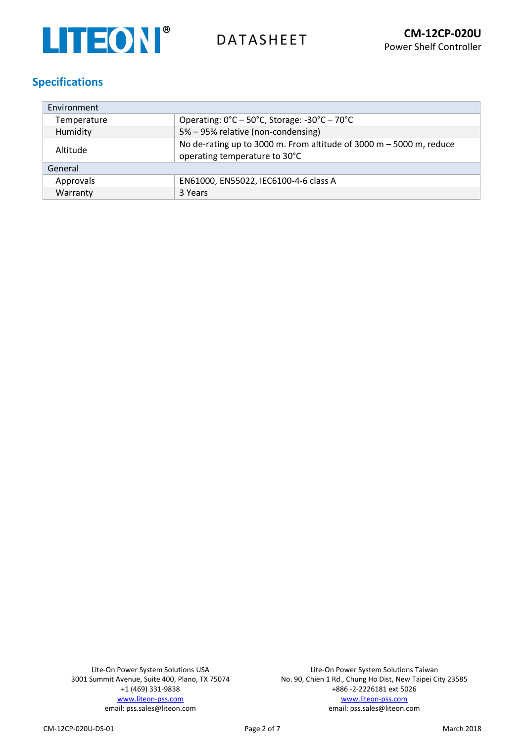## Specifications

| Environment | |
|---|---|
| Temperature | Operating: 0°C – 50°C, Storage: -30°C – 70°C |
| Humidity | 5% – 95% relative (non-condensing) |
| Altitude | No de-rating up to 3000 m. From altitude of 3000 m – 5000 m, reduce operating temperature to 30°C |
| **General** | |
| Approvals | EN61000, EN55022, IEC6100-4-6 class A |
| Warranty | 3 Years |

Lite-On Power System Solutions USA
3001 Summit Avenue, Suite 400, Plano, TX 75074
+1 (469) 331-9838
www.liteon-pss.com
email: pss.sales@liteon.com

Lite-On Power System Solutions Taiwan
No. 90, Chien 1 Rd., Chung Ho Dist, New Taipei City 23585
+886 -2-2226181 ext 5026
www.liteon-pss.com
email: pss.sales@liteon.com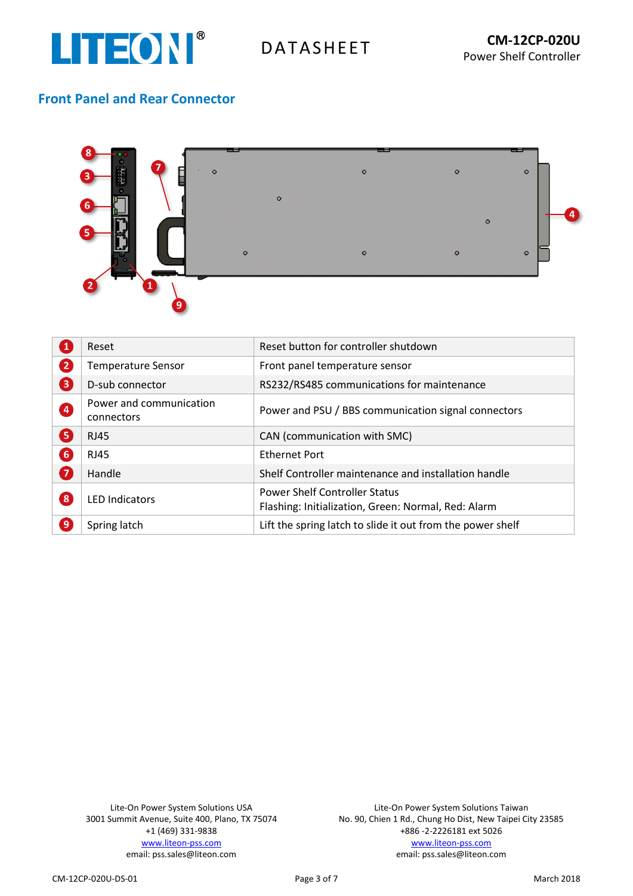## Front Panel and Rear Connector

| | | |
|---|---|---|
| 1 | Reset | Reset button for controller shutdown |
| 2 | Temperature Sensor | Front panel temperature sensor |
| 3 | D-sub connector | RS232/RS485 communications for maintenance |
| 4 | Power and communication connectors | Power and PSU / BBS communication signal connectors |
| 5 | RJ45 | CAN (communication with SMC) |
| 6 | RJ45 | Ethernet Port |
| 7 | Handle | Shelf Controller maintenance and installation handle |
| 8 | LED Indicators | Power Shelf Controller Status<br>Flashing: Initialization, Green: Normal, Red: Alarm |
| 9 | Spring latch | Lift the spring latch to slide it out from the power shelf |

Lite-On Power System Solutions USA
3001 Summit Avenue, Suite 400, Plano, TX 75074
+1 (469) 331-9838
www.liteon-pss.com
email: pss.sales@liteon.com

Lite-On Power System Solutions Taiwan
No. 90, Chien 1 Rd., Chung Ho Dist, New Taipei City 23585
+886 -2-2226181 ext 5026
www.liteon-pss.com
email: pss.sales@liteon.com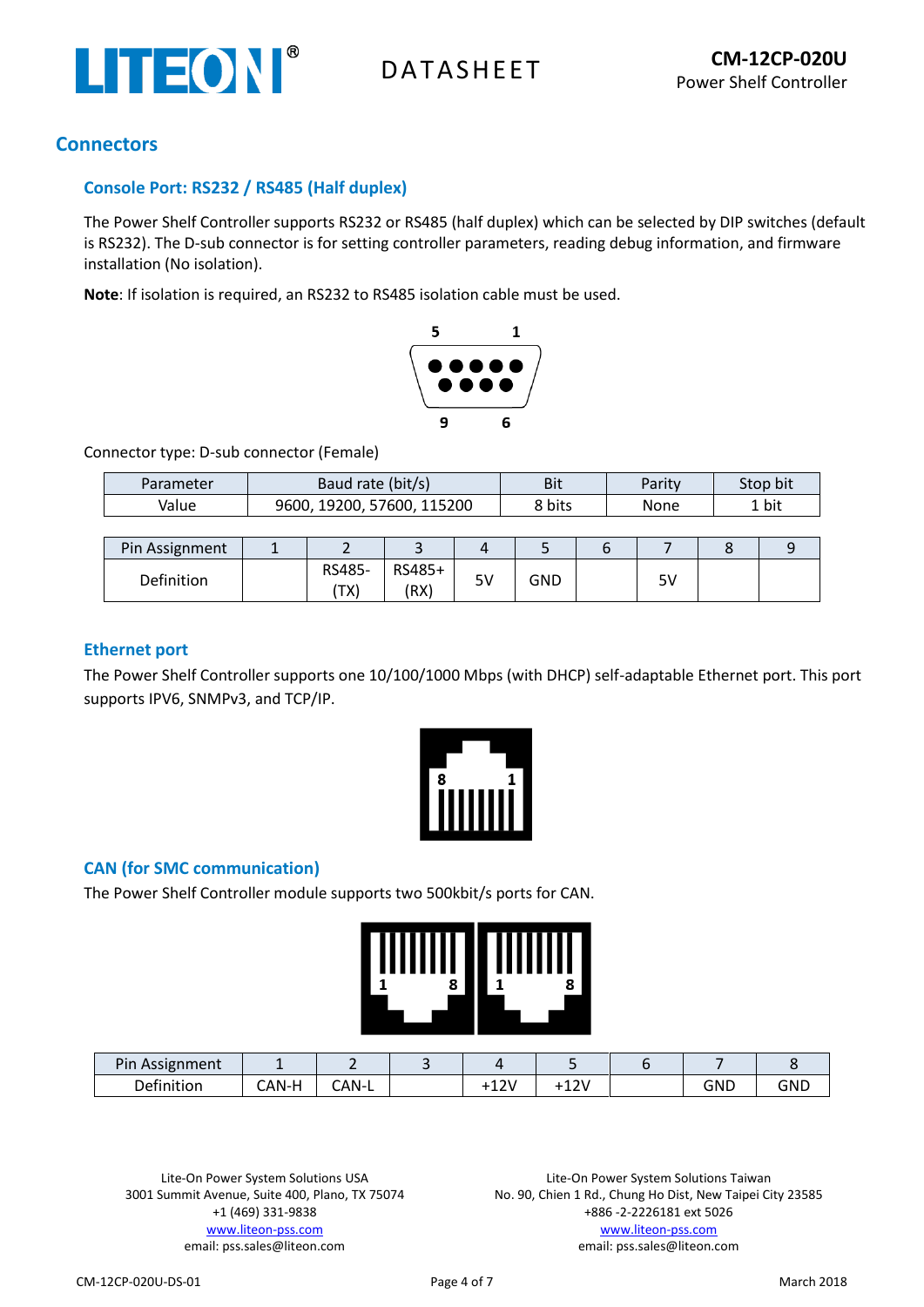## Connectors

### Console Port: RS232 / RS485 (Half duplex)

The Power Shelf Controller supports RS232 or RS485 (half duplex) which can be selected by DIP switches (default is RS232). The D-sub connector is for setting controller parameters, reading debug information, and firmware installation (No isolation).

**Note**: If isolation is required, an RS232 to RS485 isolation cable must be used.

Connector type: D-sub connector (Female)

| Parameter | Baud rate (bit/s) | Bit | Parity | Stop bit |
|---|---|---|---|---|
| Value | 9600, 19200, 57600, 115200 | 8 bits | None | 1 bit |

| Pin Assignment | 1 | 2 | 3 | 4 | 5 | 6 | 7 | 8 | 9 |
|---|---|---|---|---|---|---|---|---|---|
| Definition | | RS485- (TX) | RS485+ (RX) | 5V | GND | | 5V | | |

### Ethernet port

The Power Shelf Controller supports one 10/100/1000 Mbps (with DHCP) self-adaptable Ethernet port. This port supports IPV6, SNMPv3, and TCP/IP.

### CAN (for SMC communication)

The Power Shelf Controller module supports two 500kbit/s ports for CAN.

| Pin Assignment | 1 | 2 | 3 | 4 | 5 | 6 | 7 | 8 |
|---|---|---|---|---|---|---|---|---|
| Definition | CAN-H | CAN-L | | +12V | +12V | | GND | GND |

Lite-On Power System Solutions USA
3001 Summit Avenue, Suite 400, Plano, TX 75074
+1 (469) 331-9838
www.liteon-pss.com
email: pss.sales@liteon.com

Lite-On Power System Solutions Taiwan
No. 90, Chien 1 Rd., Chung Ho Dist, New Taipei City 23585
+886 -2-2226181 ext 5026
www.liteon-pss.com
email: pss.sales@liteon.com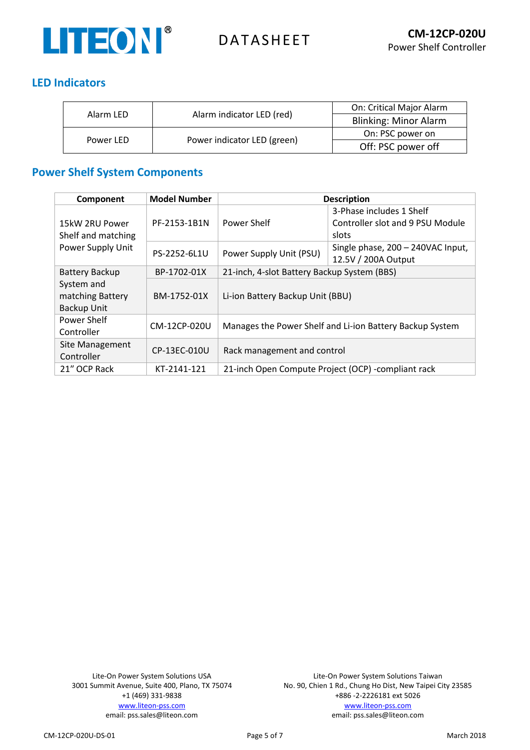## LED Indicators

| | | |
|---|---|---|
| Alarm LED | Alarm indicator LED (red) | On: Critical Major Alarm |
| | | Blinking: Minor Alarm |
| Power LED | Power indicator LED (green) | On: PSC power on |
| | | Off: PSC power off |

## Power Shelf System Components

| Component | Model Number | Description | |
|---|---|---|---|
| 15kW 2RU Power Shelf and matching Power Supply Unit | PF-2153-1B1N | Power Shelf | 3-Phase includes 1 Shelf Controller slot and 9 PSU Module slots |
| | PS-2252-6L1U | Power Supply Unit (PSU) | Single phase, 200 – 240VAC Input, 12.5V / 200A Output |
| Battery Backup System and matching Battery Backup Unit | BP-1702-01X | 21-inch, 4-slot Battery Backup System (BBS) | |
| | BM-1752-01X | Li-ion Battery Backup Unit (BBU) | |
| Power Shelf Controller | CM-12CP-020U | Manages the Power Shelf and Li-ion Battery Backup System | |
| Site Management Controller | CP-13EC-010U | Rack management and control | |
| 21" OCP Rack | KT-2141-121 | 21-inch Open Compute Project (OCP) -compliant rack | |

Lite-On Power System Solutions USA
3001 Summit Avenue, Suite 400, Plano, TX 75074
+1 (469) 331-9838
www.liteon-pss.com
email: pss.sales@liteon.com

Lite-On Power System Solutions Taiwan
No. 90, Chien 1 Rd., Chung Ho Dist, New Taipei City 23585
+886 -2-2226181 ext 5026
www.liteon-pss.com
email: pss.sales@liteon.com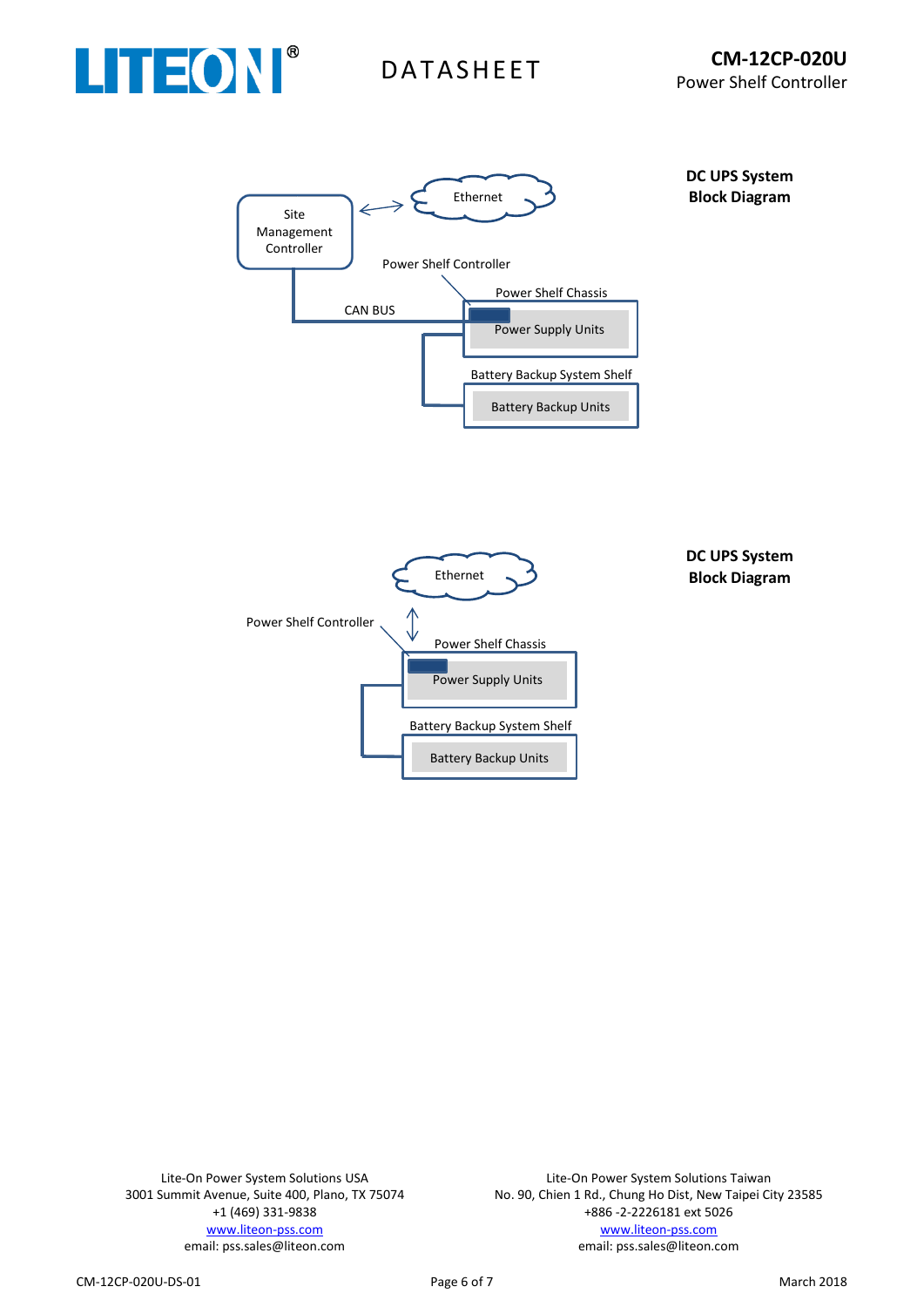**DC UPS System Block Diagram**

Site Management Controller

Ethernet

Power Shelf Controller

Power Shelf Chassis

CAN BUS

Power Supply Units

Battery Backup System Shelf

Battery Backup Units

**DC UPS System Block Diagram**

Ethernet

Power Shelf Controller

Power Shelf Chassis

Power Supply Units

Battery Backup System Shelf

Battery Backup Units

Lite-On Power System Solutions USA
3001 Summit Avenue, Suite 400, Plano, TX 75074
+1 (469) 331-9838
www.liteon-pss.com
email: pss.sales@liteon.com

Lite-On Power System Solutions Taiwan
No. 90, Chien 1 Rd., Chung Ho Dist, New Taipei City 23585
+886 -2-2226181 ext 5026
www.liteon-pss.com
email: pss.sales@liteon.com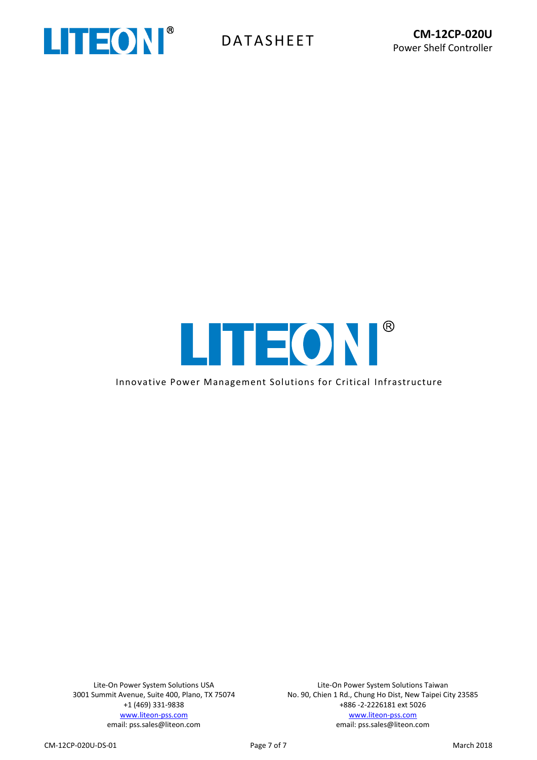LITEON®

Innovative Power Management Solutions for Critical Infrastructure

Lite-On Power System Solutions USA
3001 Summit Avenue, Suite 400, Plano, TX 75074
+1 (469) 331-9838
www.liteon-pss.com
email: pss.sales@liteon.com

Lite-On Power System Solutions Taiwan
No. 90, Chien 1 Rd., Chung Ho Dist, New Taipei City 23585
+886 -2-2226181 ext 5026
www.liteon-pss.com
email: pss.sales@liteon.com